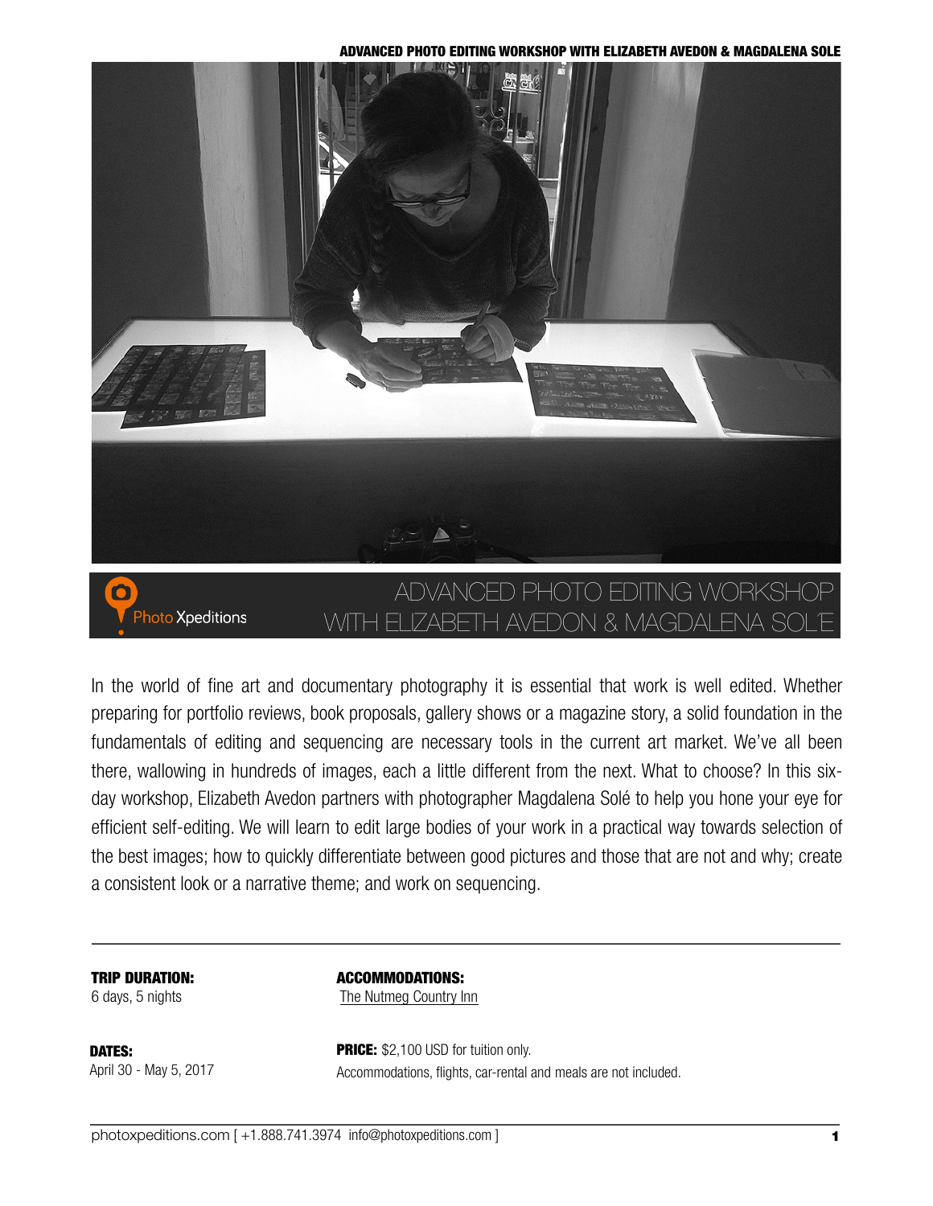# ADVANCED PHOTO EDITING WORKSHOP WITH ELIZABETH AVEDON & MAGDALENA SOLÉ

Photo Xpeditions

In the world of fine art and documentary photography it is essential that work is well edited. Whether preparing for portfolio reviews, book proposals, gallery shows or a magazine story, a solid foundation in the fundamentals of editing and sequencing are necessary tools in the current art market. We've all been there, wallowing in hundreds of images, each a little different from the next. What to choose? In this six-day workshop, Elizabeth Avedon partners with photographer Magdalena Solé to help you hone your eye for efficient self-editing. We will learn to edit large bodies of your work in a practical way towards selection of the best images; how to quickly differentiate between good pictures and those that are not and why; create a consistent look or a narrative theme; and work on sequencing.

---

**TRIP DURATION:**
6 days, 5 nights

**ACCOMMODATIONS:**
The Nutmeg Country Inn

**DATES:**
April 30 - May 5, 2017

**PRICE:** $2,100 USD for tuition only.
Accommodations, flights, car-rental and meals are not included.

photoxpeditions.com [ +1.888.741.3974 info@photoxpeditions.com ]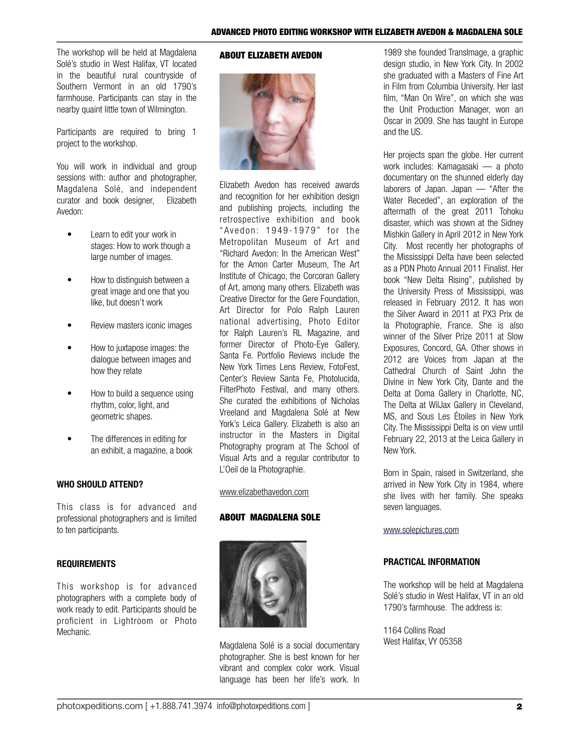The workshop will be held at Magdalena Solé's studio in West Halifax, VT located in the beautiful rural countryside of Southern Vermont in an old 1790's farmhouse. Participants can stay in the nearby quaint little town of Wilmington.

Participants are required to bring 1 project to the workshop.

You will work in individual and group sessions with: author and photographer, Magdalena Solé, and independent curator and book designer, Elizabeth Avedon:

- Learn to edit your work in stages: How to work though a large number of images.
- How to distinguish between a great image and one that you like, but doesn't work
- Review masters iconic images
- How to juxtapose images: the dialogue between images and how they relate
- How to build a sequence using rhythm, color, light, and geometric shapes.
- The differences in editing for an exhibit, a magazine, a book

### WHO SHOULD ATTEND?

This class is for advanced and professional photographers and is limited to ten participants.

### REQUIREMENTS

This workshop is for advanced photographers with a complete body of work ready to edit. Participants should be proficient in Lightroom or Photo Mechanic.

## ABOUT ELIZABETH AVEDON

Elizabeth Avedon has received awards and recognition for her exhibition design and publishing projects, including the retrospective exhibition and book "Avedon: 1949-1979" for the Metropolitan Museum of Art and "Richard Avedon: In the American West" for the Amon Carter Museum, The Art Institute of Chicago, the Corcoran Gallery of Art, among many others. Elizabeth was Creative Director for the Gere Foundation, Art Director for Polo Ralph Lauren national advertising, Photo Editor for Ralph Lauren's RL Magazine, and former Director of Photo-Eye Gallery, Santa Fe. Portfolio Reviews include the New York Times Lens Review, FotoFest, Center's Review Santa Fe, Photolucida, FilterPhoto Festival, and many others. She curated the exhibitions of Nicholas Vreeland and Magdalena Solé at New York's Leica Gallery. Elizabeth is also an instructor in the Masters in Digital Photography program at The School of Visual Arts and a regular contributor to L'Oeil de la Photographie.

www.elizabethavedon.com

## ABOUT MAGDALENA SOLE

Magdalena Solé is a social documentary photographer. She is best known for her vibrant and complex color work. Visual language has been her life's work. In 1989 she founded TransImage, a graphic design studio, in New York City. In 2002 she graduated with a Masters of Fine Art in Film from Columbia University. Her last film, "Man On Wire", on which she was the Unit Production Manager, won an Oscar in 2009. She has taught in Europe and the US.

Her projects span the globe. Her current work includes: Kamagasaki — a photo documentary on the shunned elderly day laborers of Japan. Japan — "After the Water Receded", an exploration of the aftermath of the great 2011 Tohoku disaster, which was shown at the Sidney Mishkin Gallery in April 2012 in New York City. Most recently her photographs of the Mississippi Delta have been selected as a PDN Photo Annual 2011 Finalist. Her book "New Delta Rising", published by the University Press of Mississippi, was released in February 2012. It has won the Silver Award in 2011 at PX3 Prix de la Photographie, France. She is also winner of the Silver Prize 2011 at Slow Exposures, Concord, GA. Other shows in 2012 are Voices from Japan at the Cathedral Church of Saint John the Divine in New York City, Dante and the Delta at Doma Gallery in Charlotte, NC, The Delta at WilJax Gallery in Cleveland, MS, and Sous Les Étoiles in New York City. The Mississippi Delta is on view until February 22, 2013 at the Leica Gallery in New York.

Born in Spain, raised in Switzerland, she arrived in New York City in 1984, where she lives with her family. She speaks seven languages.

www.solepictures.com

### PRACTICAL INFORMATION

The workshop will be held at Magdalena Solé's studio in West Halifax, VT in an old 1790's farmhouse. The address is:

1164 Collins Road
West Halifax, VY 05358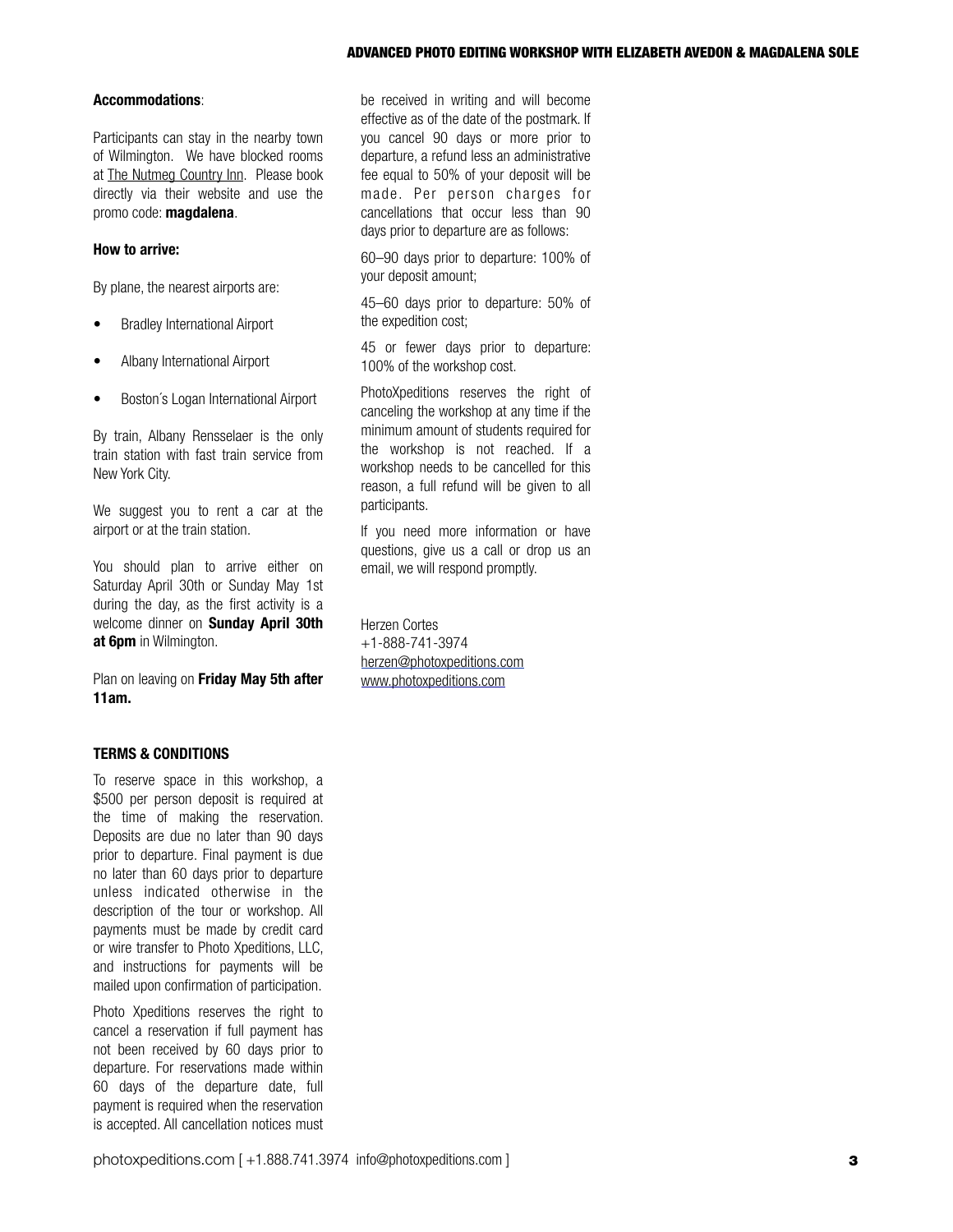**Accommodations**:

Participants can stay in the nearby town of Wilmington. We have blocked rooms at The Nutmeg Country Inn. Please book directly via their website and use the promo code: **magdalena**.

**How to arrive:**

By plane, the nearest airports are:

- Bradley International Airport
- Albany International Airport
- Boston´s Logan International Airport

By train, Albany Rensselaer is the only train station with fast train service from New York City.

We suggest you to rent a car at the airport or at the train station.

You should plan to arrive either on Saturday April 30th or Sunday May 1st during the day, as the first activity is a welcome dinner on **Sunday April 30th at 6pm** in Wilmington.

Plan on leaving on **Friday May 5th after 11am.**

**TERMS & CONDITIONS**

To reserve space in this workshop, a $500 per person deposit is required at the time of making the reservation. Deposits are due no later than 90 days prior to departure. Final payment is due no later than 60 days prior to departure unless indicated otherwise in the description of the tour or workshop. All payments must be made by credit card or wire transfer to Photo Xpeditions, LLC, and instructions for payments will be mailed upon confirmation of participation.

Photo Xpeditions reserves the right to cancel a reservation if full payment has not been received by 60 days prior to departure. For reservations made within 60 days of the departure date, full payment is required when the reservation is accepted. All cancellation notices must be received in writing and will become effective as of the date of the postmark. If you cancel 90 days or more prior to departure, a refund less an administrative fee equal to 50% of your deposit will be made. Per person charges for cancellations that occur less than 90 days prior to departure are as follows:

60–90 days prior to departure: 100% of your deposit amount;

45–60 days prior to departure: 50% of the expedition cost;

45 or fewer days prior to departure: 100% of the workshop cost.

PhotoXpeditions reserves the right of canceling the workshop at any time if the minimum amount of students required for the workshop is not reached. If a workshop needs to be cancelled for this reason, a full refund will be given to all participants.

If you need more information or have questions, give us a call or drop us an email, we will respond promptly.

Herzen Cortes
+1-888-741-3974
herzen@photoxpeditions.com
www.photoxpeditions.com